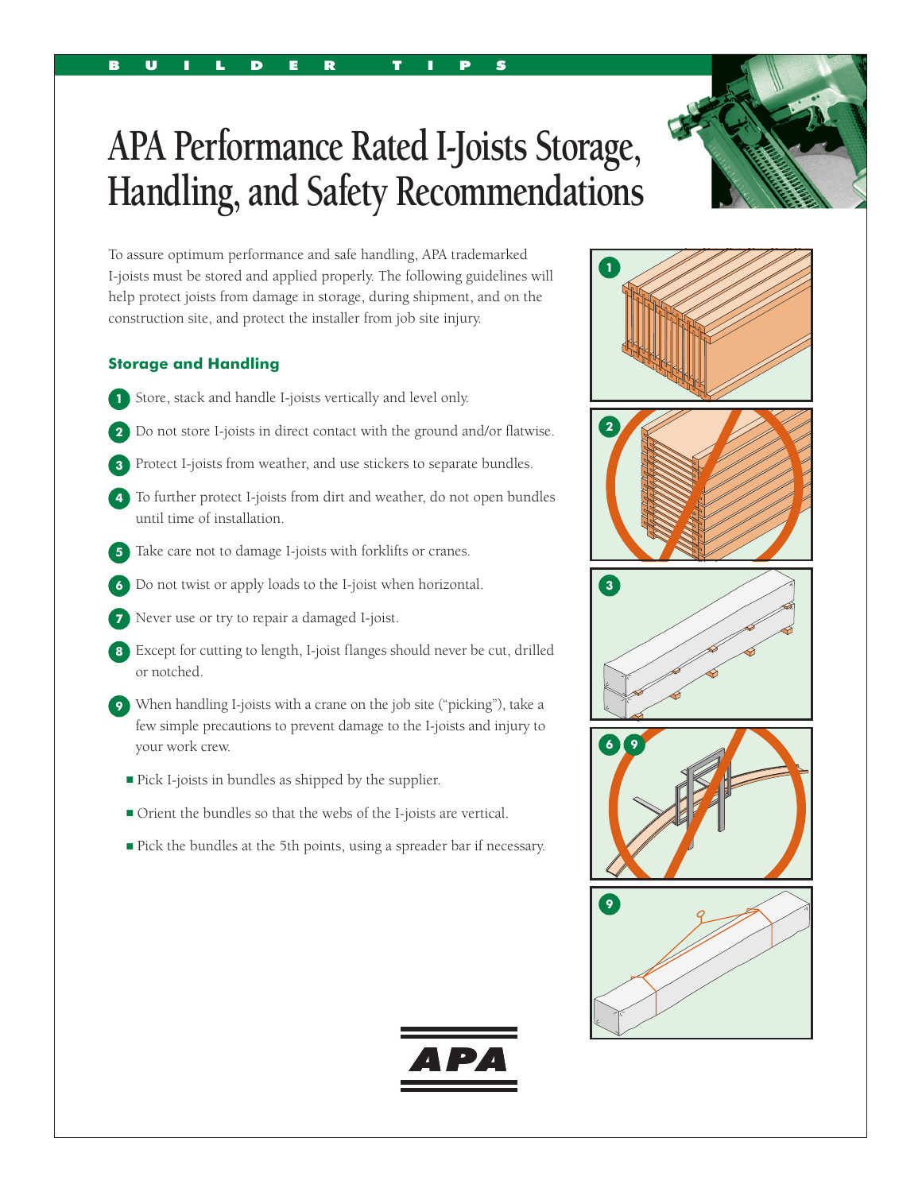BUILDER TIPS

# APA Performance Rated I-Joists Storage, Handling, and Safety Recommendations

To assure optimum performance and safe handling, APA trademarked I-joists must be stored and applied properly. The following guidelines will help protect joists from damage in storage, during shipment, and on the construction site, and protect the installer from job site injury.

## Storage and Handling

1. Store, stack and handle I-joists vertically and level only.
2. Do not store I-joists in direct contact with the ground and/or flatwise.
3. Protect I-joists from weather, and use stickers to separate bundles.
4. To further protect I-joists from dirt and weather, do not open bundles until time of installation.
5. Take care not to damage I-joists with forklifts or cranes.
6. Do not twist or apply loads to the I-joist when horizontal.
7. Never use or try to repair a damaged I-joist.
8. Except for cutting to length, I-joist flanges should never be cut, drilled or notched.
9. When handling I-joists with a crane on the job site ("picking"), take a few simple precautions to prevent damage to the I-joists and injury to your work crew.
   - Pick I-joists in bundles as shipped by the supplier.
   - Orient the bundles so that the webs of the I-joists are vertical.
   - Pick the bundles at the 5th points, using a spreader bar if necessary.

APA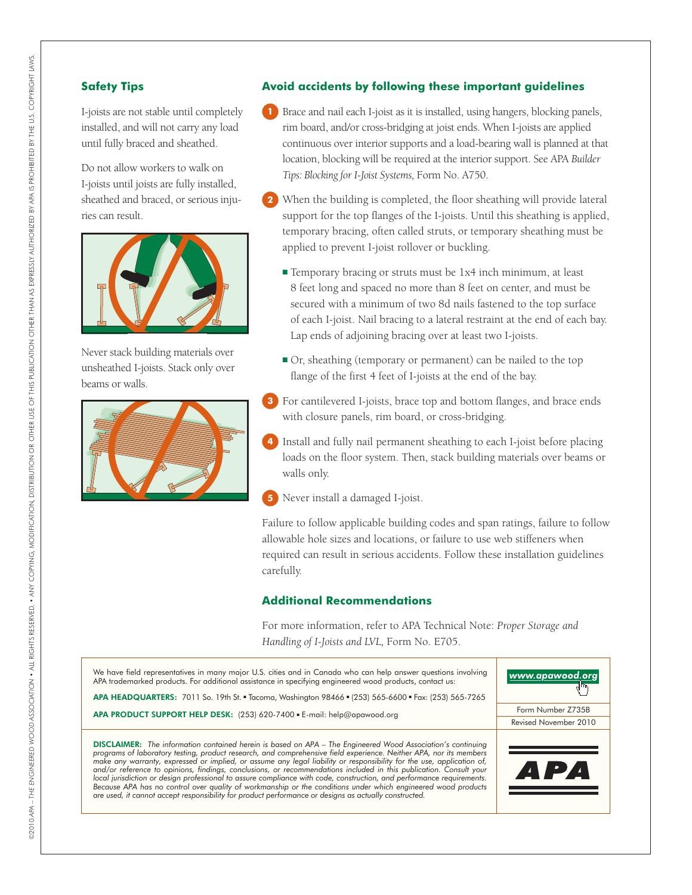## Safety Tips

I-joists are not stable until completely installed, and will not carry any load until fully braced and sheathed.

Do not allow workers to walk on I-joists until joists are fully installed, sheathed and braced, or serious injuries can result.

Never stack building materials over unsheathed I-joists. Stack only over beams or walls.

## Avoid accidents by following these important guidelines

1. Brace and nail each I-joist as it is installed, using hangers, blocking panels, rim board, and/or cross-bridging at joist ends. When I-joists are applied continuous over interior supports and a load-bearing wall is planned at that location, blocking will be required at the interior support. See APA *Builder Tips: Blocking for I-Joist Systems,* Form No. A750.

2. When the building is completed, the floor sheathing will provide lateral support for the top flanges of the I-joists. Until this sheathing is applied, temporary bracing, often called struts, or temporary sheathing must be applied to prevent I-joist rollover or buckling.

   - Temporary bracing or struts must be 1x4 inch minimum, at least 8 feet long and spaced no more than 8 feet on center, and must be secured with a minimum of two 8d nails fastened to the top surface of each I-joist. Nail bracing to a lateral restraint at the end of each bay. Lap ends of adjoining bracing over at least two I-joists.
   - Or, sheathing (temporary or permanent) can be nailed to the top flange of the first 4 feet of I-joists at the end of the bay.

3. For cantilevered I-joists, brace top and bottom flanges, and brace ends with closure panels, rim board, or cross-bridging.

4. Install and fully nail permanent sheathing to each I-joist before placing loads on the floor system. Then, stack building materials over beams or walls only.

5. Never install a damaged I-joist.

Failure to follow applicable building codes and span ratings, failure to follow allowable hole sizes and locations, or failure to use web stiffeners when required can result in serious accidents. Follow these installation guidelines carefully.

## Additional Recommendations

For more information, refer to APA Technical Note: *Proper Storage and Handling of I-Joists and LVL,* Form No. E705.

We have field representatives in many major U.S. cities and in Canada who can help answer questions involving APA trademarked products. For additional assistance in specifying engineered wood products, contact us:

**APA HEADQUARTERS:** 7011 So. 19th St. ▪ Tacoma, Washington 98466 ▪ (253) 565-6600 ▪ Fax: (253) 565-7265

**APA PRODUCT SUPPORT HELP DESK:** (253) 620-7400 ▪ E-mail: help@apawood.org

**www.apawood.org**

Form Number Z735B

Revised November 2010

**DISCLAIMER:** *The information contained herein is based on APA – The Engineered Wood Association's continuing programs of laboratory testing, product research, and comprehensive field experience. Neither APA, nor its members make any warranty, expressed or implied, or assume any legal liability or responsibility for the use, application of, and/or reference to opinions, findings, conclusions, or recommendations included in this publication. Consult your local jurisdiction or design professional to assure compliance with code, construction, and performance requirements. Because APA has no control over quality of workmanship or the conditions under which engineered wood products are used, it cannot accept responsibility for product performance or designs as actually constructed.*

APA

©2010 APA – THE ENGINEERED WOOD ASSOCIATION • ALL RIGHTS RESERVED. • ANY COPYING, MODIFICATION, DISTRIBUTION OR OTHER USE OF THIS PUBLICATION OTHER THAN AS EXPRESSLY AUTHORIZED BY APA IS PROHIBITED BY THE U.S. COPYRIGHT LAWS.